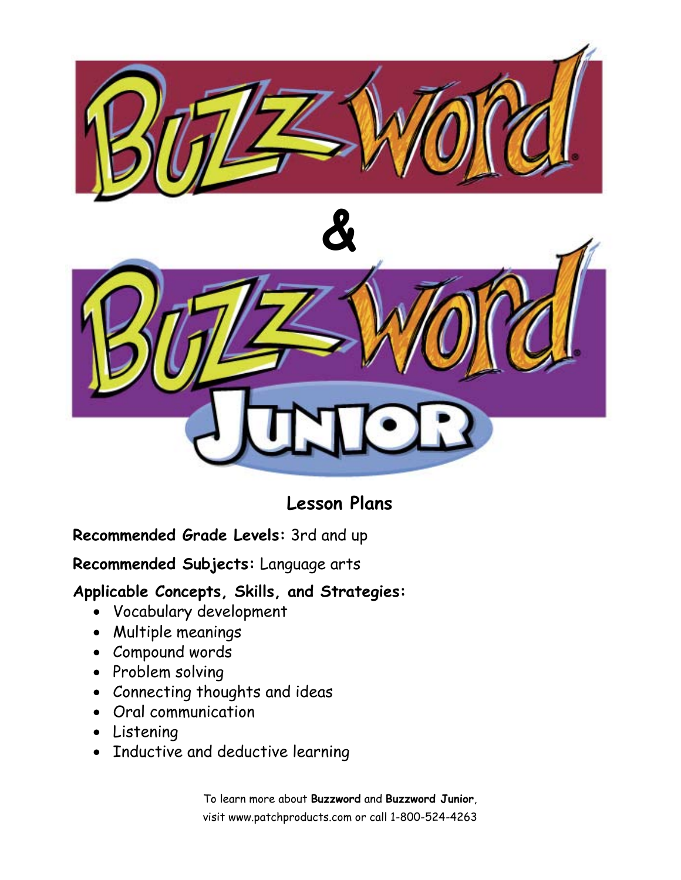# Buzzword

# &

# Buzzword Junior

## Lesson Plans

**Recommended Grade Levels:** 3rd and up

**Recommended Subjects:** Language arts

**Applicable Concepts, Skills, and Strategies:**

- Vocabulary development
- Multiple meanings
- Compound words
- Problem solving
- Connecting thoughts and ideas
- Oral communication
- Listening
- Inductive and deductive learning

To learn more about **Buzzword** and **Buzzword Junior**, visit www.patchproducts.com or call 1-800-524-4263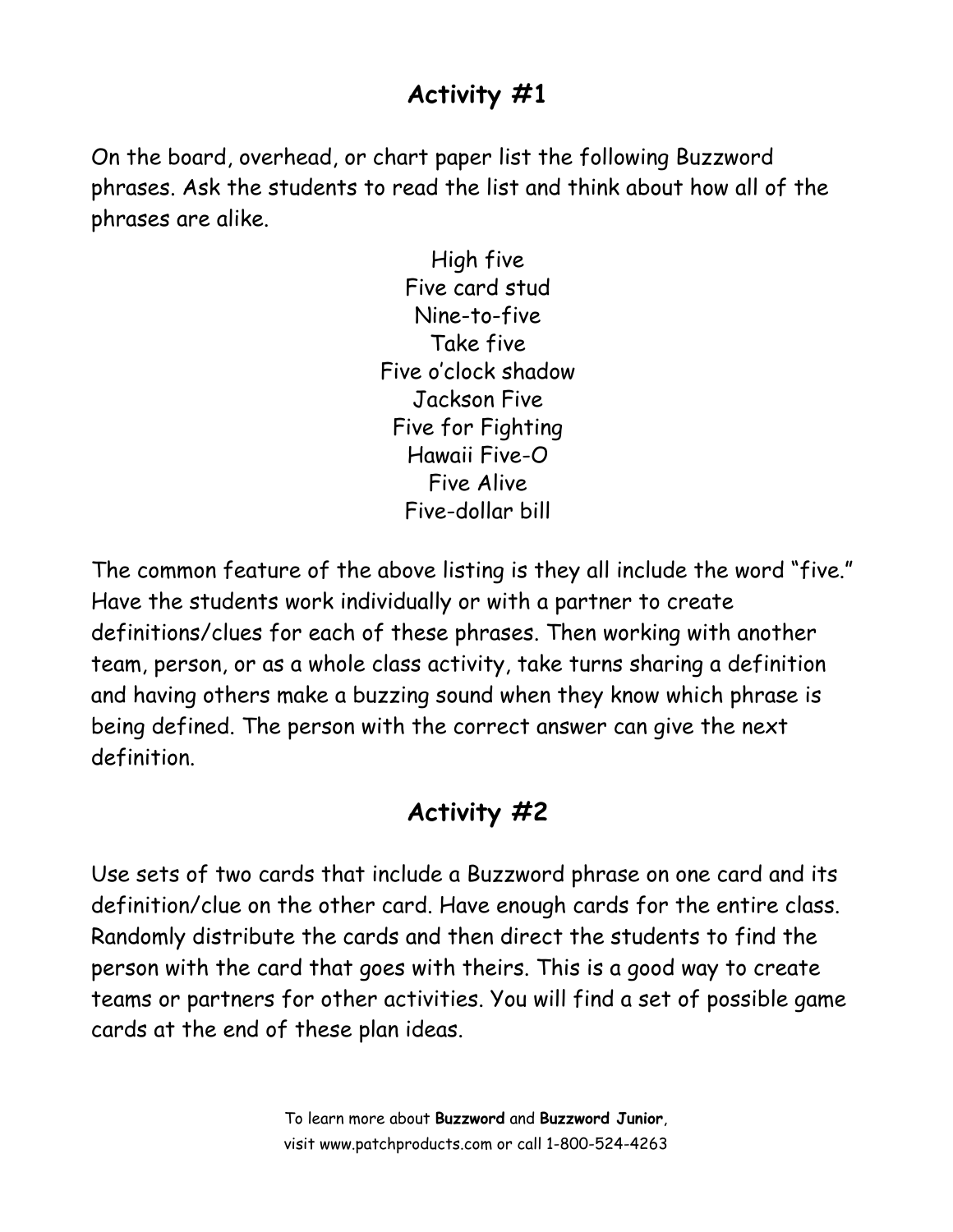## Activity #1

On the board, overhead, or chart paper list the following Buzzword phrases. Ask the students to read the list and think about how all of the phrases are alike.

High five
Five card stud
Nine-to-five
Take five
Five o'clock shadow
Jackson Five
Five for Fighting
Hawaii Five-O
Five Alive
Five-dollar bill

The common feature of the above listing is they all include the word "five." Have the students work individually or with a partner to create definitions/clues for each of these phrases. Then working with another team, person, or as a whole class activity, take turns sharing a definition and having others make a buzzing sound when they know which phrase is being defined. The person with the correct answer can give the next definition.

## Activity #2

Use sets of two cards that include a Buzzword phrase on one card and its definition/clue on the other card. Have enough cards for the entire class. Randomly distribute the cards and then direct the students to find the person with the card that goes with theirs. This is a good way to create teams or partners for other activities. You will find a set of possible game cards at the end of these plan ideas.

To learn more about **Buzzword** and **Buzzword Junior**, visit www.patchproducts.com or call 1-800-524-4263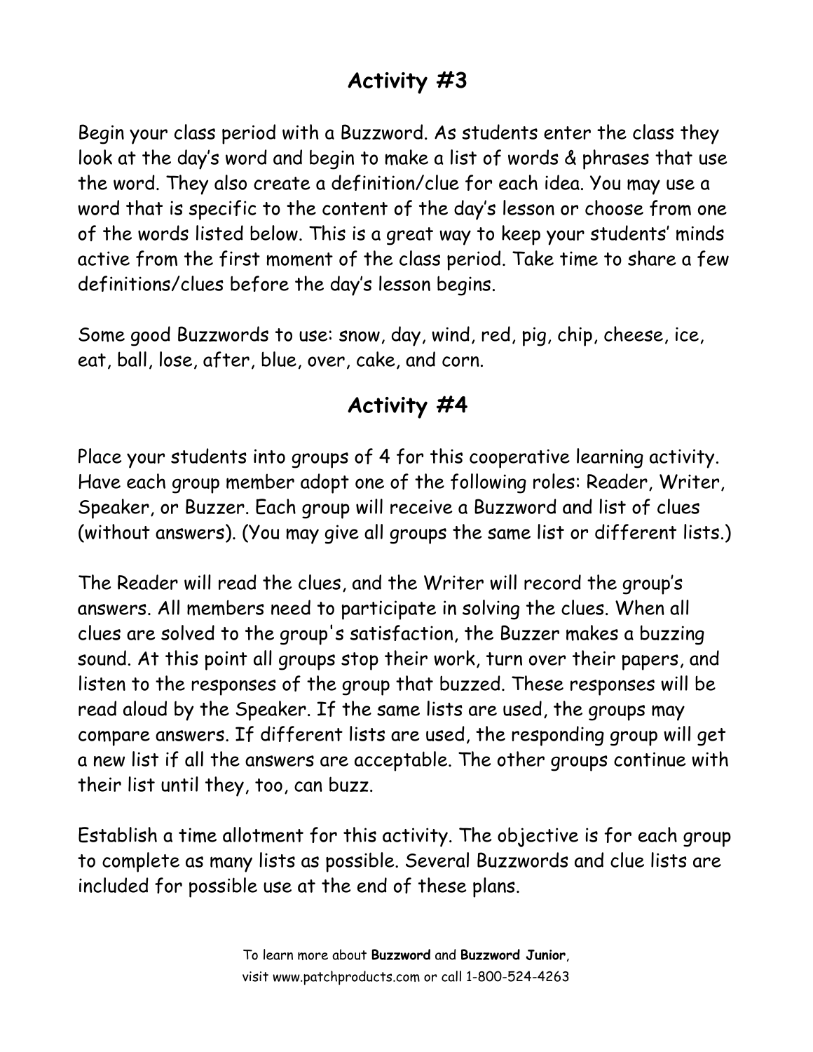## Activity #3

Begin your class period with a Buzzword. As students enter the class they look at the day's word and begin to make a list of words & phrases that use the word. They also create a definition/clue for each idea. You may use a word that is specific to the content of the day's lesson or choose from one of the words listed below. This is a great way to keep your students' minds active from the first moment of the class period. Take time to share a few definitions/clues before the day's lesson begins.

Some good Buzzwords to use: snow, day, wind, red, pig, chip, cheese, ice, eat, ball, lose, after, blue, over, cake, and corn.

## Activity #4

Place your students into groups of 4 for this cooperative learning activity. Have each group member adopt one of the following roles: Reader, Writer, Speaker, or Buzzer. Each group will receive a Buzzword and list of clues (without answers). (You may give all groups the same list or different lists.)

The Reader will read the clues, and the Writer will record the group's answers. All members need to participate in solving the clues. When all clues are solved to the group's satisfaction, the Buzzer makes a buzzing sound. At this point all groups stop their work, turn over their papers, and listen to the responses of the group that buzzed. These responses will be read aloud by the Speaker. If the same lists are used, the groups may compare answers. If different lists are used, the responding group will get a new list if all the answers are acceptable. The other groups continue with their list until they, too, can buzz.

Establish a time allotment for this activity. The objective is for each group to complete as many lists as possible. Several Buzzwords and clue lists are included for possible use at the end of these plans.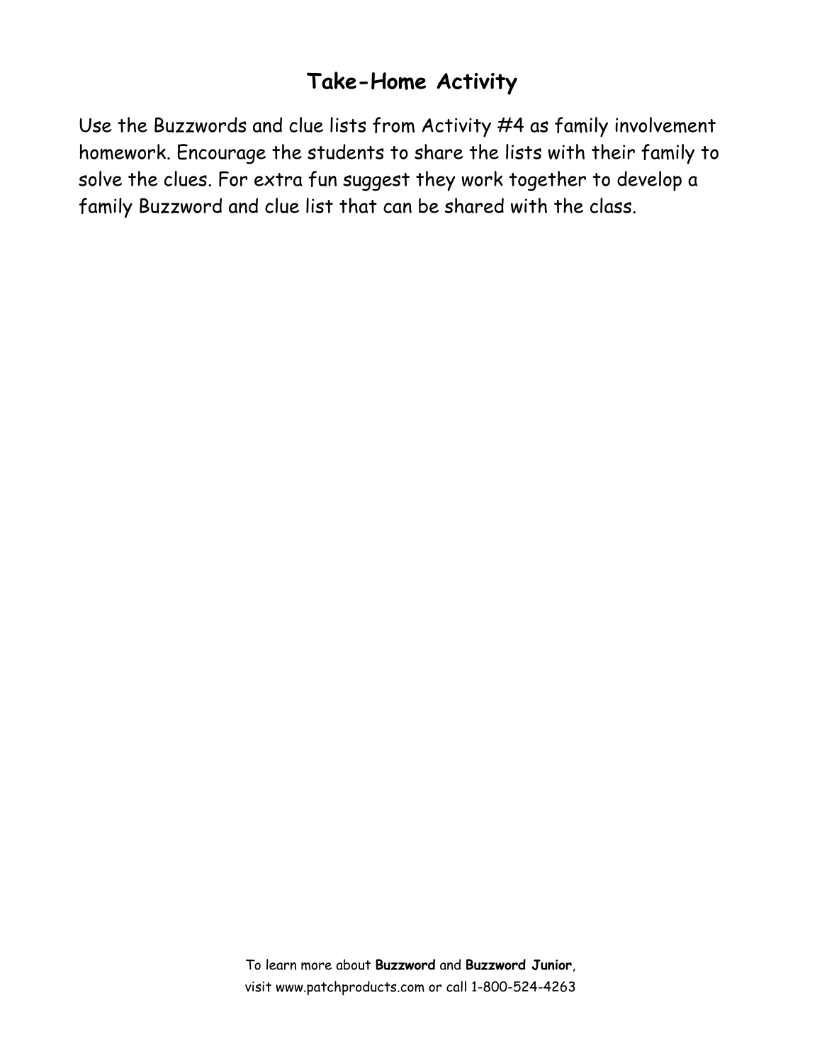## Take-Home Activity

Use the Buzzwords and clue lists from Activity #4 as family involvement homework. Encourage the students to share the lists with their family to solve the clues. For extra fun suggest they work together to develop a family Buzzword and clue list that can be shared with the class.

To learn more about **Buzzword** and **Buzzword Junior**, visit www.patchproducts.com or call 1-800-524-4263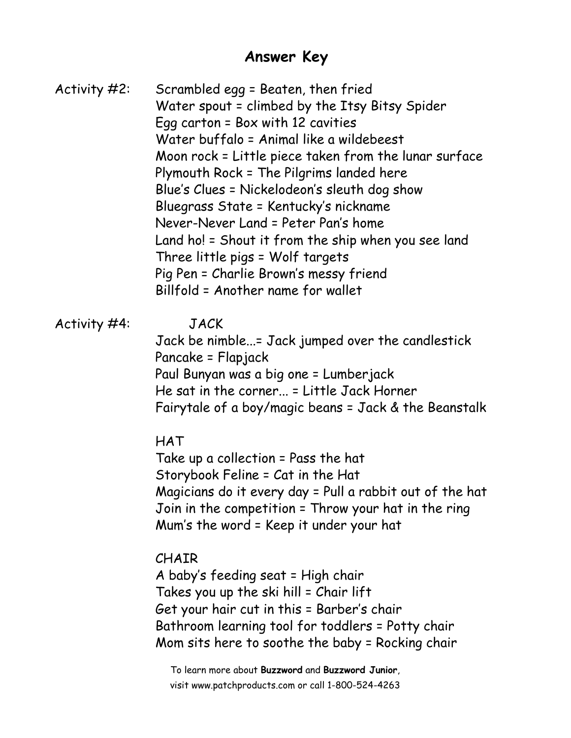# Answer Key

Activity #2:

Scrambled egg = Beaten, then fried
Water spout = climbed by the Itsy Bitsy Spider
Egg carton = Box with 12 cavities
Water buffalo = Animal like a wildebeest
Moon rock = Little piece taken from the lunar surface
Plymouth Rock = The Pilgrims landed here
Blue's Clues = Nickelodeon's sleuth dog show
Bluegrass State = Kentucky's nickname
Never-Never Land = Peter Pan's home
Land ho! = Shout it from the ship when you see land
Three little pigs = Wolf targets
Pig Pen = Charlie Brown's messy friend
Billfold = Another name for wallet

Activity #4:

JACK

Jack be nimble...= Jack jumped over the candlestick
Pancake = Flapjack
Paul Bunyan was a big one = Lumberjack
He sat in the corner... = Little Jack Horner
Fairytale of a boy/magic beans = Jack & the Beanstalk

HAT

Take up a collection = Pass the hat
Storybook Feline = Cat in the Hat
Magicians do it every day = Pull a rabbit out of the hat
Join in the competition = Throw your hat in the ring
Mum's the word = Keep it under your hat

CHAIR

A baby's feeding seat = High chair
Takes you up the ski hill = Chair lift
Get your hair cut in this = Barber's chair
Bathroom learning tool for toddlers = Potty chair
Mom sits here to soothe the baby = Rocking chair

To learn more about **Buzzword** and **Buzzword Junior**,
visit www.patchproducts.com or call 1-800-524-4263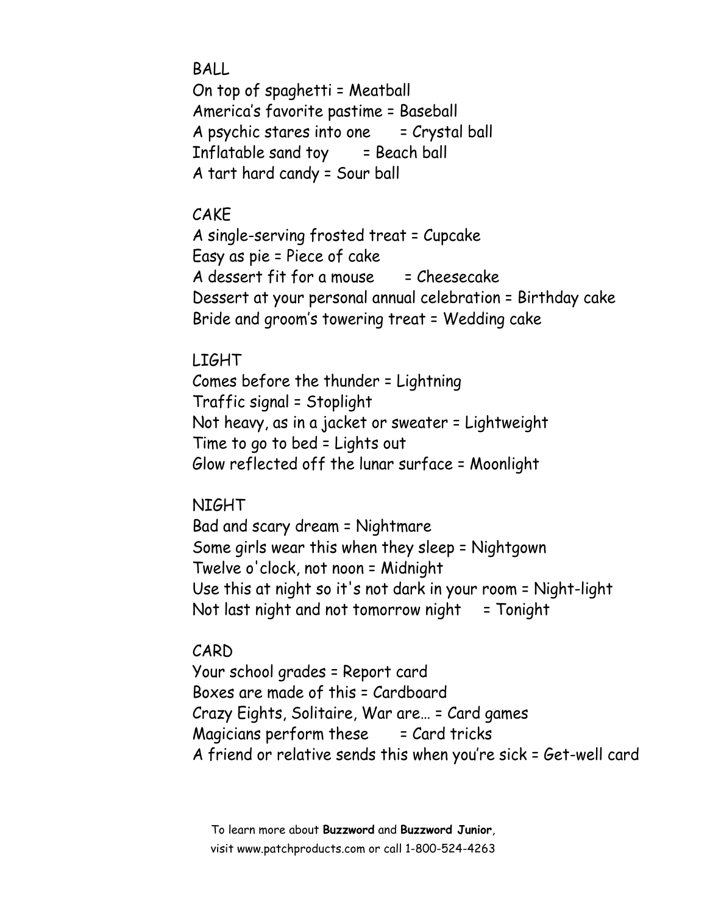BALL

On top of spaghetti = Meatball
America's favorite pastime = Baseball
A psychic stares into one = Crystal ball
Inflatable sand toy = Beach ball
A tart hard candy = Sour ball

CAKE

A single-serving frosted treat = Cupcake
Easy as pie = Piece of cake
A dessert fit for a mouse = Cheesecake
Dessert at your personal annual celebration = Birthday cake
Bride and groom's towering treat = Wedding cake

LIGHT

Comes before the thunder = Lightning
Traffic signal = Stoplight
Not heavy, as in a jacket or sweater = Lightweight
Time to go to bed = Lights out
Glow reflected off the lunar surface = Moonlight

NIGHT

Bad and scary dream = Nightmare
Some girls wear this when they sleep = Nightgown
Twelve o'clock, not noon = Midnight
Use this at night so it's not dark in your room = Night-light
Not last night and not tomorrow night = Tonight

CARD

Your school grades = Report card
Boxes are made of this = Cardboard
Crazy Eights, Solitaire, War are… = Card games
Magicians perform these = Card tricks
A friend or relative sends this when you're sick = Get-well card

To learn more about **Buzzword** and **Buzzword Junior**,
visit www.patchproducts.com or call 1-800-524-4263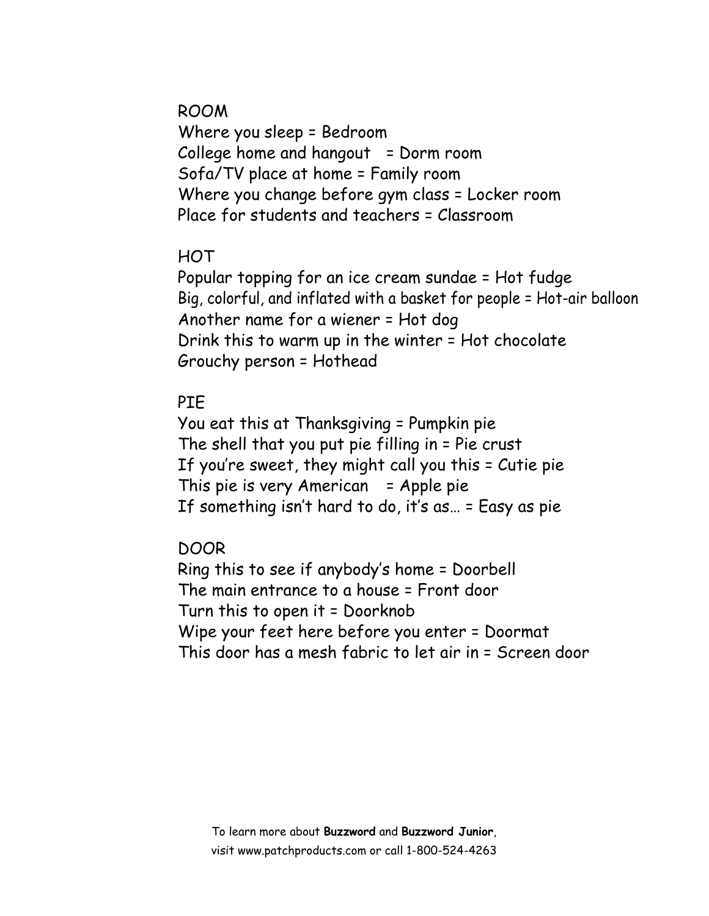ROOM

Where you sleep = Bedroom
College home and hangout = Dorm room
Sofa/TV place at home = Family room
Where you change before gym class = Locker room
Place for students and teachers = Classroom

HOT

Popular topping for an ice cream sundae = Hot fudge
Big, colorful, and inflated with a basket for people = Hot-air balloon
Another name for a wiener = Hot dog
Drink this to warm up in the winter = Hot chocolate
Grouchy person = Hothead

PIE

You eat this at Thanksgiving = Pumpkin pie
The shell that you put pie filling in = Pie crust
If you're sweet, they might call you this = Cutie pie
This pie is very American = Apple pie
If something isn't hard to do, it's as… = Easy as pie

DOOR

Ring this to see if anybody's home = Doorbell
The main entrance to a house = Front door
Turn this to open it = Doorknob
Wipe your feet here before you enter = Doormat
This door has a mesh fabric to let air in = Screen door

To learn more about **Buzzword** and **Buzzword Junior**,
visit www.patchproducts.com or call 1-800-524-4263